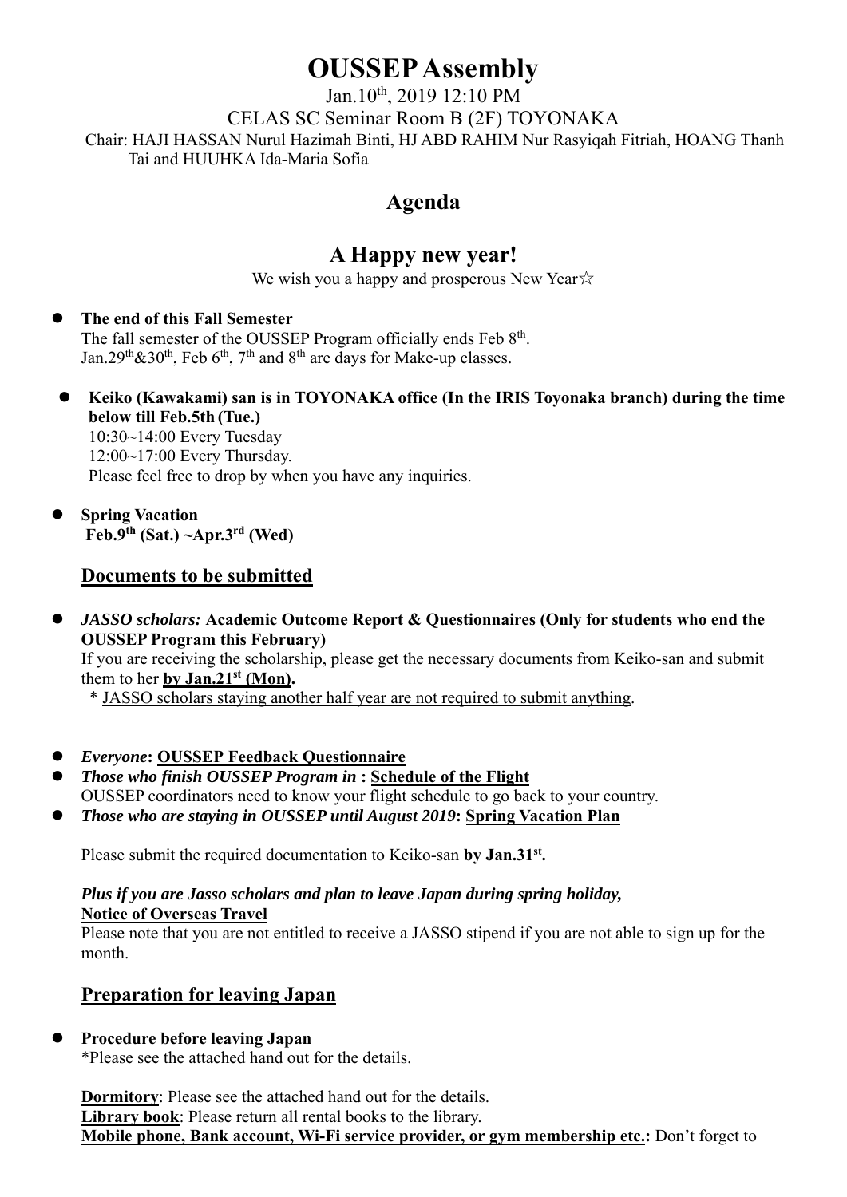# OUSSEP Assembly

Jan.10th, 2019 12:10 PM

CELAS SC Seminar Room B (2F) TOYONAKA

Chair: HAJI HASSAN Nurul Hazimah Binti, HJ ABD RAHIM Nur Rasyiqah Fitriah, HOANG Thanh Tai and HUUHKA Ida-Maria Sofia

## Agenda

## A Happy new year!

We wish you a happy and prosperous New Year☆

- **The end of this Fall Semester**
  The fall semester of the OUSSEP Program officially ends Feb 8th.
  Jan.29th&30th, Feb 6th, 7th and 8th are days for Make-up classes.

- **Keiko (Kawakami) san is in TOYONAKA office (In the IRIS Toyonaka branch) during the time below till Feb.5th (Tue.)**
  10:30~14:00 Every Tuesday
  12:00~17:00 Every Thursday.
  Please feel free to drop by when you have any inquiries.

- **Spring Vacation**
  **Feb.9th (Sat.) ~Apr.3rd (Wed)**

### Documents to be submitted

- ***JASSO scholars:* Academic Outcome Report & Questionnaires (Only for students who end the OUSSEP Program this February)**
  If you are receiving the scholarship, please get the necessary documents from Keiko-san and submit them to her **by Jan.21st (Mon).**
  * JASSO scholars staying another half year are not required to submit anything.

- ***Everyone*: OUSSEP Feedback Questionnaire**
- ***Those who finish OUSSEP Program in* : Schedule of the Flight**
  OUSSEP coordinators need to know your flight schedule to go back to your country.
- ***Those who are staying in OUSSEP until August 2019*: Spring Vacation Plan**

Please submit the required documentation to Keiko-san **by Jan.31st.**

***Plus if you are Jasso scholars and plan to leave Japan during spring holiday,***
**Notice of Overseas Travel**
Please note that you are not entitled to receive a JASSO stipend if you are not able to sign up for the month.

### Preparation for leaving Japan

- **Procedure before leaving Japan**
  *Please see the attached hand out for the details.

  **Dormitory**: Please see the attached hand out for the details.
  **Library book**: Please return all rental books to the library.
  **Mobile phone, Bank account, Wi-Fi service provider, or gym membership etc.:** Don't forget to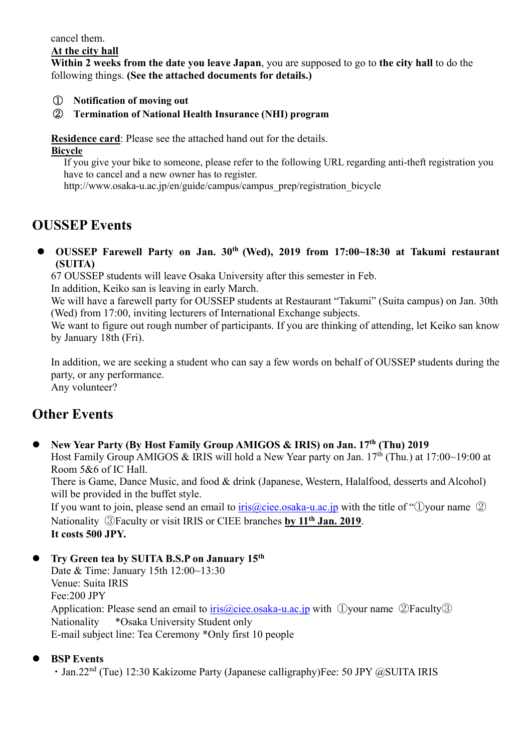cancel them.

**At the city hall**

**Within 2 weeks from the date you leave Japan**, you are supposed to go to **the city hall** to do the following things. **(See the attached documents for details.)**

① **Notification of moving out**

② **Termination of National Health Insurance (NHI) program**

**Residence card**: Please see the attached hand out for the details.

**Bicycle**

If you give your bike to someone, please refer to the following URL regarding anti-theft registration you have to cancel and a new owner has to register.
http://www.osaka-u.ac.jp/en/guide/campus/campus_prep/registration_bicycle

## OUSSEP Events

- **OUSSEP Farewell Party on Jan. 30th (Wed), 2019 from 17:00~18:30 at Takumi restaurant (SUITA)**

  67 OUSSEP students will leave Osaka University after this semester in Feb.
  In addition, Keiko san is leaving in early March.
  We will have a farewell party for OUSSEP students at Restaurant "Takumi" (Suita campus) on Jan. 30th (Wed) from 17:00, inviting lecturers of International Exchange subjects.
  We want to figure out rough number of participants. If you are thinking of attending, let Keiko san know by January 18th (Fri).

  In addition, we are seeking a student who can say a few words on behalf of OUSSEP students during the party, or any performance.
  Any volunteer?

## Other Events

- **New Year Party (By Host Family Group AMIGOS & IRIS) on Jan. 17th (Thu) 2019**

  Host Family Group AMIGOS & IRIS will hold a New Year party on Jan. 17th (Thu.) at 17:00~19:00 at Room 5&6 of IC Hall.
  There is Game, Dance Music, and food & drink (Japanese, Western, Halalfood, desserts and Alcohol) will be provided in the buffet style.
  If you want to join, please send an email to iris@ciee.osaka-u.ac.jp with the title of "①your name ② Nationality ③Faculty or visit IRIS or CIEE branches **by 11th Jan. 2019**.
  **It costs 500 JPY.**

- **Try Green tea by SUITA B.S.P on January 15th**

  Date & Time: January 15th 12:00~13:30
  Venue: Suita IRIS
  Fee:200 JPY
  Application: Please send an email to iris@ciee.osaka-u.ac.jp with ①your name ②Faculty③ Nationality *Osaka University Student only
  E-mail subject line: Tea Ceremony *Only first 10 people

- **BSP Events**

  ・Jan.22nd (Tue) 12:30 Kakizome Party (Japanese calligraphy)Fee: 50 JPY @SUITA IRIS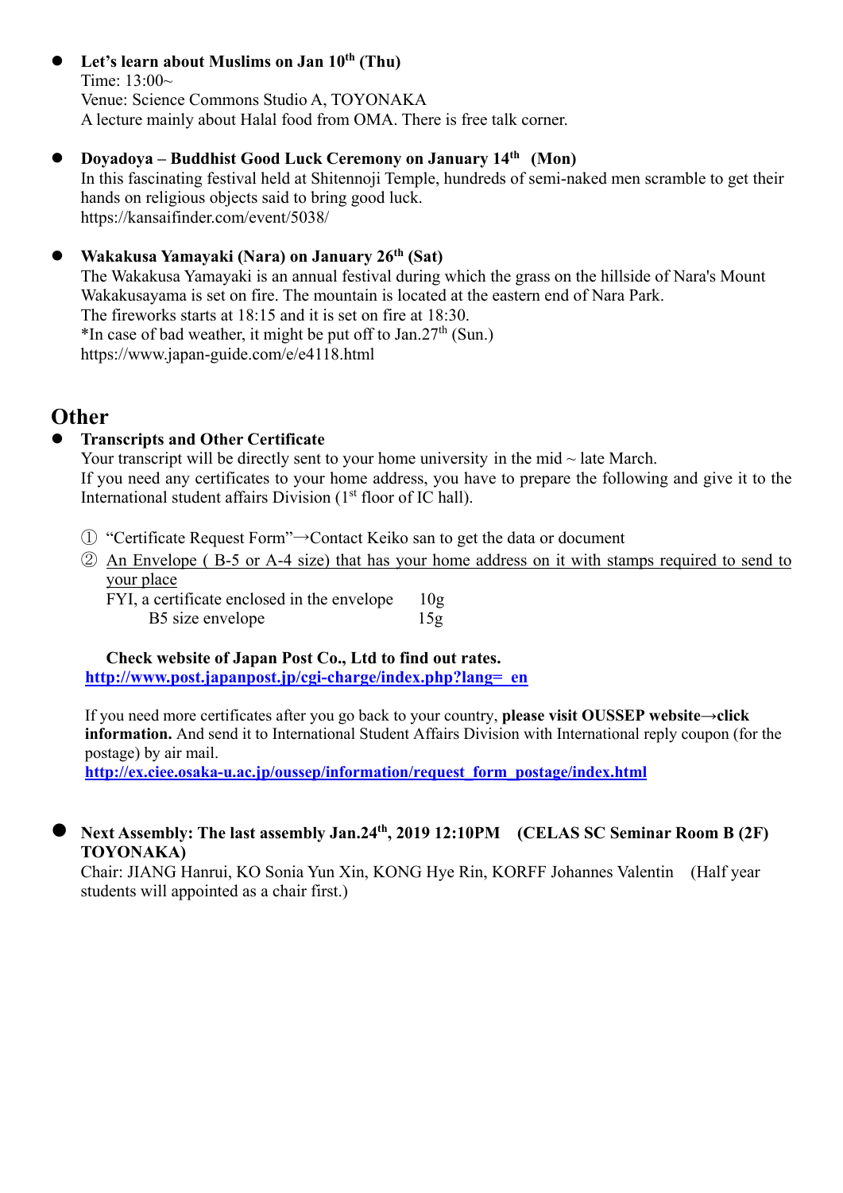- **Let's learn about Muslims on Jan 10th (Thu)**
  Time: 13:00~
  Venue: Science Commons Studio A, TOYONAKA
  A lecture mainly about Halal food from OMA. There is free talk corner.

- **Doyadoya – Buddhist Good Luck Ceremony on January 14th (Mon)**
  In this fascinating festival held at Shitennoji Temple, hundreds of semi-naked men scramble to get their hands on religious objects said to bring good luck.
  https://kansaifinder.com/event/5038/

- **Wakakusa Yamayaki (Nara) on January 26th (Sat)**
  The Wakakusa Yamayaki is an annual festival during which the grass on the hillside of Nara's Mount Wakakusayama is set on fire. The mountain is located at the eastern end of Nara Park.
  The fireworks starts at 18:15 and it is set on fire at 18:30.
  *In case of bad weather, it might be put off to Jan.27th (Sun.)
  https://www.japan-guide.com/e/e4118.html

## Other

- **Transcripts and Other Certificate**
  Your transcript will be directly sent to your home university in the mid ~ late March.
  If you need any certificates to your home address, you have to prepare the following and give it to the International student affairs Division (1st floor of IC hall).

  ① "Certificate Request Form"→Contact Keiko san to get the data or document
  ② An Envelope ( B-5 or A-4 size) that has your home address on it with stamps required to send to your place
  FYI, a certificate enclosed in the envelope 10g
  B5 size envelope 15g

  **Check website of Japan Post Co., Ltd to find out rates.**
  **http://www.post.japanpost.jp/cgi-charge/index.php?lang=_en**

  If you need more certificates after you go back to your country, **please visit OUSSEP website→click information.** And send it to International Student Affairs Division with International reply coupon (for the postage) by air mail.
  **http://ex.ciee.osaka-u.ac.jp/oussep/information/request_form_postage/index.html**

- **Next Assembly: The last assembly Jan.24th, 2019 12:10PM (CELAS SC Seminar Room B (2F) TOYONAKA)**
  Chair: JIANG Hanrui, KO Sonia Yun Xin, KONG Hye Rin, KORFF Johannes Valentin (Half year students will appointed as a chair first.)